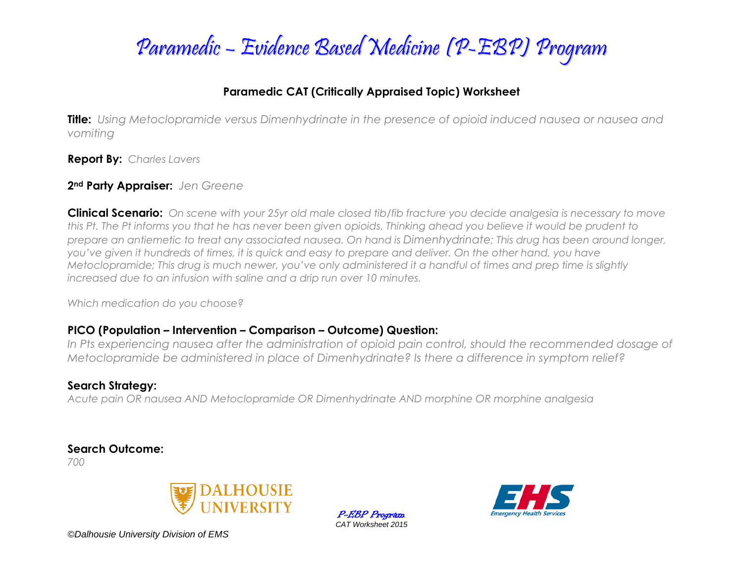# Paramedic – Evidence Based Medicine (P-EBP) Program

## Paramedic CAT (Critically Appraised Topic) Worksheet

**Title:** *Using Metoclopramide versus Dimenhydrinate in the presence of opioid induced nausea or nausea and vomiting*

**Report By:** *Charles Lavers*

**2nd Party Appraiser:** *Jen Greene*

**Clinical Scenario:** *On scene with your 25yr old male closed tib/fib fracture you decide analgesia is necessary to move this Pt. The Pt informs you that he has never been given opioids. Thinking ahead you believe it would be prudent to prepare an antiemetic to treat any associated nausea. On hand is Dimenhydrinate; This drug has been around longer, you've given it hundreds of times, it is quick and easy to prepare and deliver. On the other hand, you have Metoclopramide; This drug is much newer, you've only administered it a handful of times and prep time is slightly increased due to an infusion with saline and a drip run over 10 minutes.*

*Which medication do you choose?*

**PICO (Population – Intervention – Comparison – Outcome) Question:**
*In Pts experiencing nausea after the administration of opioid pain control, should the recommended dosage of Metoclopramide be administered in place of Dimenhydrinate? Is there a difference in symptom relief?*

**Search Strategy:**
*Acute pain OR nausea AND Metoclopramide OR Dimenhydrinate AND morphine OR morphine analgesia*

**Search Outcome:**
*700*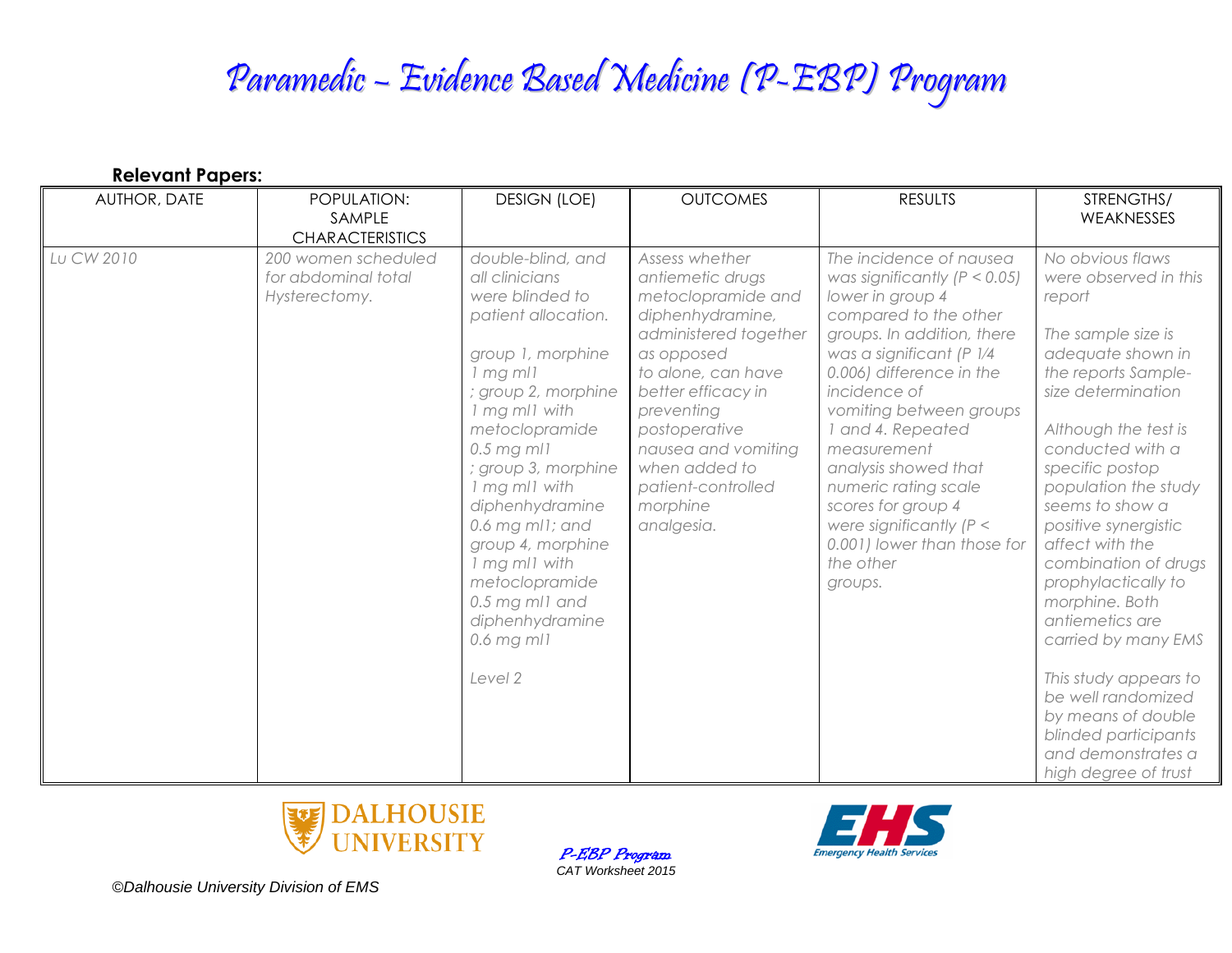# Paramedic – Evidence Based Medicine (P-EBP) Program

**Relevant Papers:**

| AUTHOR, DATE | POPULATION: SAMPLE CHARACTERISTICS | DESIGN (LOE) | OUTCOMES | RESULTS | STRENGTHS/ WEAKNESSES |
|---|---|---|---|---|---|
| *Lu CW 2010* | *200 women scheduled for abdominal total Hysterectomy.* | *double-blind, and all clinicians were blinded to patient allocation.*<br><br>*group 1, morphine 1 mg ml1 ; group 2, morphine 1 mg ml1 with metoclopramide 0.5 mg ml1 ; group 3, morphine 1 mg ml1 with diphenhydramine 0.6 mg ml1; and group 4, morphine 1 mg ml1 with metoclopramide 0.5 mg ml1 and diphenhydramine 0.6 mg ml1*<br><br>*Level 2* | *Assess whether antiemetic drugs metoclopramide and diphenhydramine, administered together as opposed to alone, can have better efficacy in preventing postoperative nausea and vomiting when added to patient-controlled morphine analgesia.* | *The incidence of nausea was significantly ($P < 0.05$) lower in group 4 compared to the other groups. In addition, there was a significant (P ¼ 0.006) difference in the incidence of vomiting between groups 1 and 4. Repeated measurement analysis showed that numeric rating scale scores for group 4 were significantly ($P < 0.001$) lower than those for the other groups.* | *No obvious flaws were observed in this report*<br><br>*The sample size is adequate shown in the reports Sample-size determination*<br><br>*Although the test is conducted with a specific postop population the study seems to show a positive synergistic affect with the combination of drugs prophylactically to morphine. Both antiemetics are carried by many EMS*<br><br>*This study appears to be well randomized by means of double blinded participants and demonstrates a high degree of trust* |

*P-EBP Program*
CAT Worksheet 2015

*©Dalhousie University Division of EMS*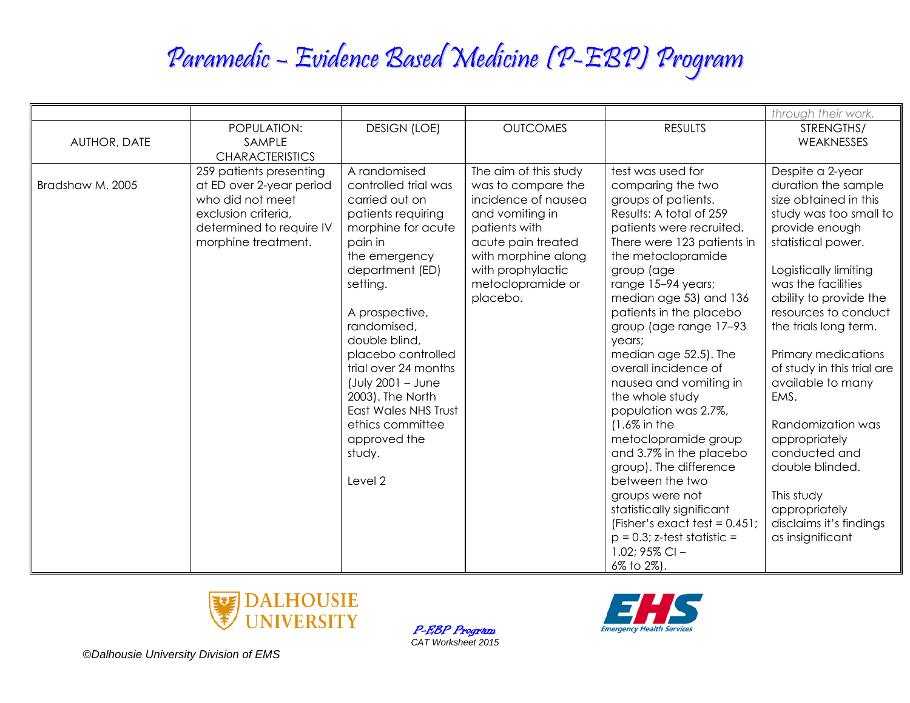# Paramedic – Evidence Based Medicine (P-EBP) Program

| | | | | | *through their work.* |
|---|---|---|---|---|---|
| AUTHOR, DATE | POPULATION: SAMPLE CHARACTERISTICS | DESIGN (LOE) | OUTCOMES | RESULTS | STRENGTHS/ WEAKNESSES |
| Bradshaw M. 2005 | 259 patients presenting at ED over 2-year period who did not meet exclusion criteria, determined to require IV morphine treatment. | A randomised controlled trial was carried out on patients requiring morphine for acute pain in the emergency department (ED) setting.<br><br>A prospective, randomised, double blind, placebo controlled trial over 24 months (July 2001 – June 2003). The North East Wales NHS Trust ethics committee approved the study.<br><br>Level 2 | The aim of this study was to compare the incidence of nausea and vomiting in patients with acute pain treated with morphine along with prophylactic metoclopramide or placebo. | test was used for comparing the two groups of patients. Results: A total of 259 patients were recruited. There were 123 patients in the metoclopramide group (age range 15–94 years; median age 53) and 136 patients in the placebo group (age range 17–93 years; median age 52.5). The overall incidence of nausea and vomiting in the whole study population was 2.7%, (1.6% in the metoclopramide group and 3.7% in the placebo group). The difference between the two groups were not statistically significant (Fisher's exact test = 0.451; p = 0.3; z-test statistic = 1.02; 95% CI – 6% to 2%). | Despite a 2-year duration the sample size obtained in this study was too small to provide enough statistical power.<br><br>Logistically limiting was the facilities ability to provide the resources to conduct the trials long term.<br><br>Primary medications of study in this trial are available to many EMS.<br><br>Randomization was appropriately conducted and double blinded.<br><br>This study appropriately disclaims it's findings as insignificant |

*P-EBP Program*
*CAT Worksheet 2015*

*©Dalhousie University Division of EMS*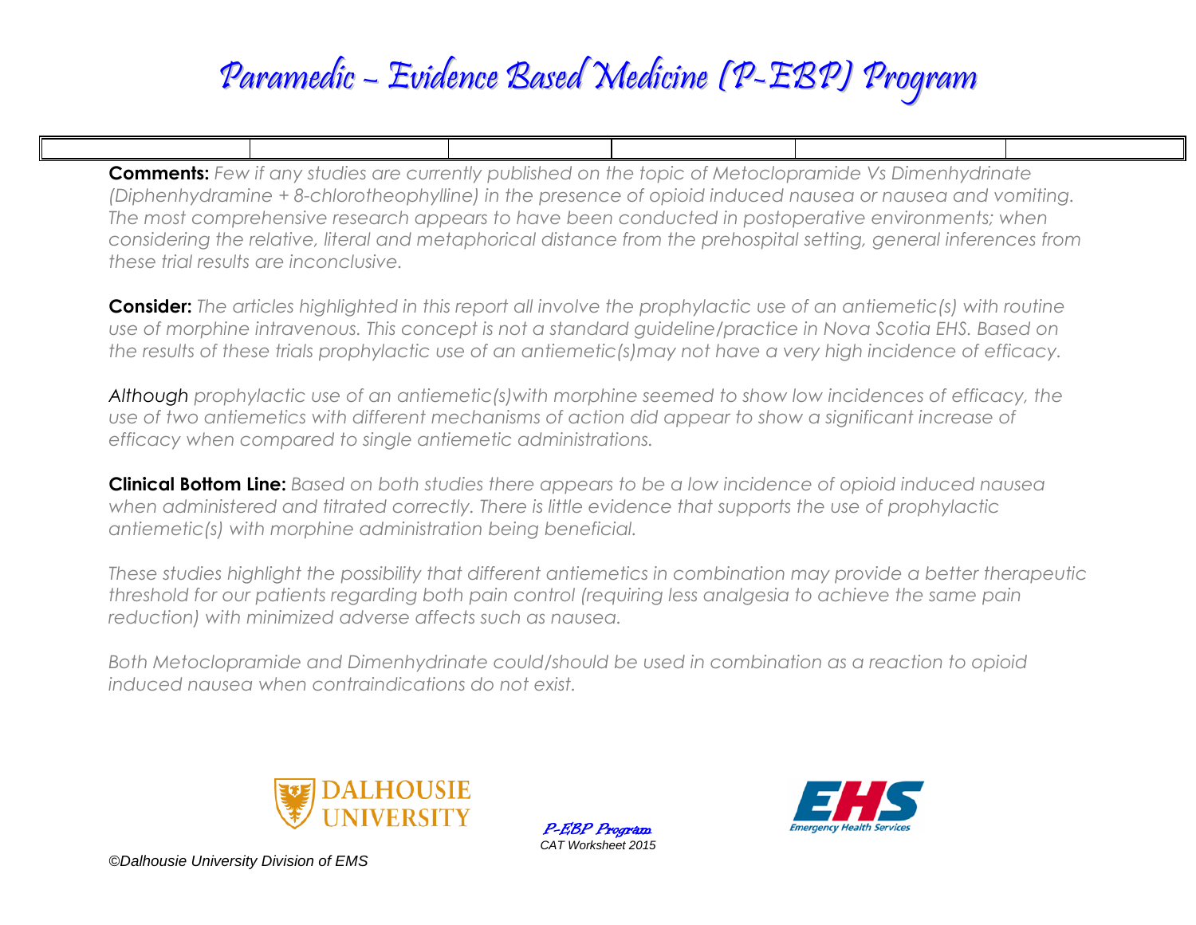**Comments:** *Few if any studies are currently published on the topic of Metoclopramide Vs Dimenhydrinate (Diphenhydramine + 8-chlorotheophylline) in the presence of opioid induced nausea or nausea and vomiting. The most comprehensive research appears to have been conducted in postoperative environments; when considering the relative, literal and metaphorical distance from the prehospital setting, general inferences from these trial results are inconclusive.*

**Consider:** *The articles highlighted in this report all involve the prophylactic use of an antiemetic(s) with routine use of morphine intravenous. This concept is not a standard guideline/practice in Nova Scotia EHS. Based on the results of these trials prophylactic use of an antiemetic(s)may not have a very high incidence of efficacy.*

*Although prophylactic use of an antiemetic(s)with morphine seemed to show low incidences of efficacy, the use of two antiemetics with different mechanisms of action did appear to show a significant increase of efficacy when compared to single antiemetic administrations.*

**Clinical Bottom Line:** *Based on both studies there appears to be a low incidence of opioid induced nausea when administered and titrated correctly. There is little evidence that supports the use of prophylactic antiemetic(s) with morphine administration being beneficial.*

*These studies highlight the possibility that different antiemetics in combination may provide a better therapeutic threshold for our patients regarding both pain control (requiring less analgesia to achieve the same pain reduction) with minimized adverse affects such as nausea.*

*Both Metoclopramide and Dimenhydrinate could/should be used in combination as a reaction to opioid induced nausea when contraindications do not exist.*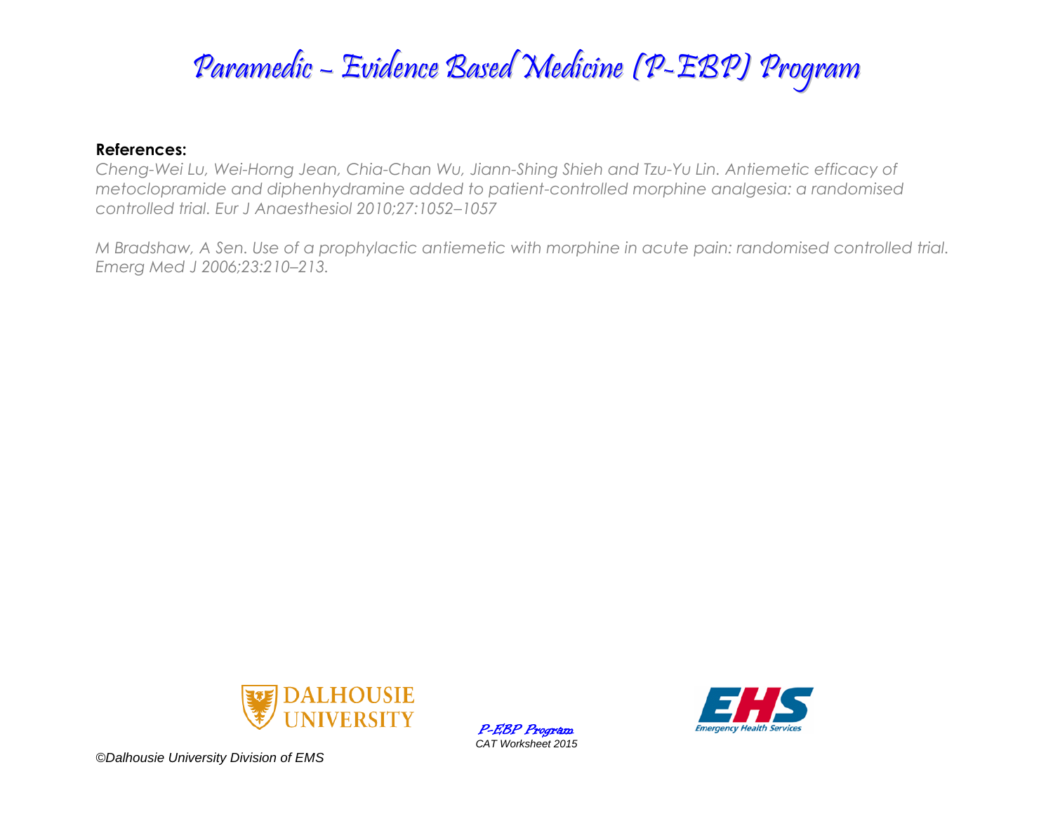**References:**

*Cheng-Wei Lu, Wei-Horng Jean, Chia-Chan Wu, Jiann-Shing Shieh and Tzu-Yu Lin. Antiemetic efficacy of metoclopramide and diphenhydramine added to patient-controlled morphine analgesia: a randomised controlled trial. Eur J Anaesthesiol 2010;27:1052–1057*

*M Bradshaw, A Sen. Use of a prophylactic antiemetic with morphine in acute pain: randomised controlled trial. Emerg Med J 2006;23:210–213.*